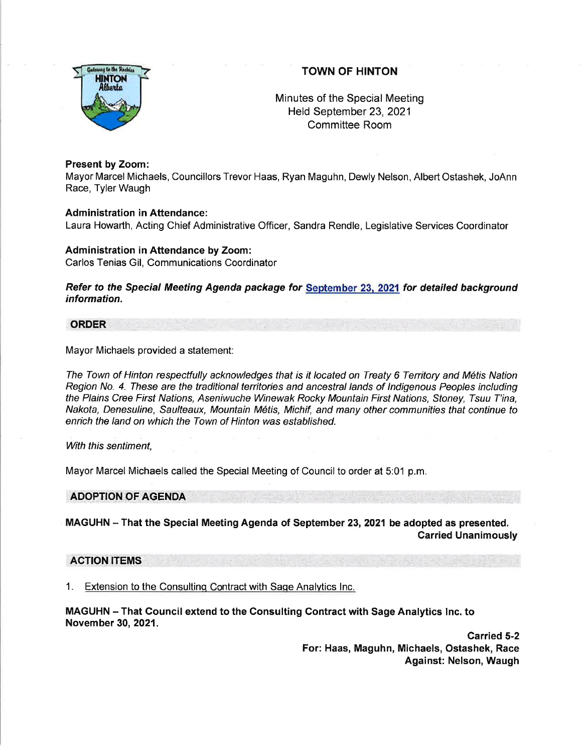# TOWN OF HINTON

Minutes of the Special Meeting
Held September 23, 2021
Committee Room

**Present by Zoom:**
Mayor Marcel Michaels, Councillors Trevor Haas, Ryan Maguhn, Dewly Nelson, Albert Ostashek, JoAnn Race, Tyler Waugh

**Administration in Attendance:**
Laura Howarth, Acting Chief Administrative Officer, Sandra Rendle, Legislative Services Coordinator

**Administration in Attendance by Zoom:**
Carlos Tenias Gil, Communications Coordinator

***Refer to the Special Meeting Agenda package for September 23, 2021 for detailed background information.***

## ORDER

Mayor Michaels provided a statement:

*The Town of Hinton respectfully acknowledges that is it located on Treaty 6 Territory and Métis Nation Region No. 4. These are the traditional territories and ancestral lands of Indigenous Peoples including the Plains Cree First Nations, Aseniwuche Winewak Rocky Mountain First Nations, Stoney, Tsuu T'ina, Nakota, Denesuline, Saulteaux, Mountain Métis, Michif, and many other communities that continue to enrich the land on which the Town of Hinton was established.*

*With this sentiment,*

Mayor Marcel Michaels called the Special Meeting of Council to order at 5:01 p.m.

## ADOPTION OF AGENDA

**MAGUHN – That the Special Meeting Agenda of September 23, 2021 be adopted as presented.**
**Carried Unanimously**

## ACTION ITEMS

1. Extension to the Consulting Contract with Sage Analytics Inc.

**MAGUHN – That Council extend to the Consulting Contract with Sage Analytics Inc. to November 30, 2021.**

**Carried 5-2**
**For: Haas, Maguhn, Michaels, Ostashek, Race**
**Against: Nelson, Waugh**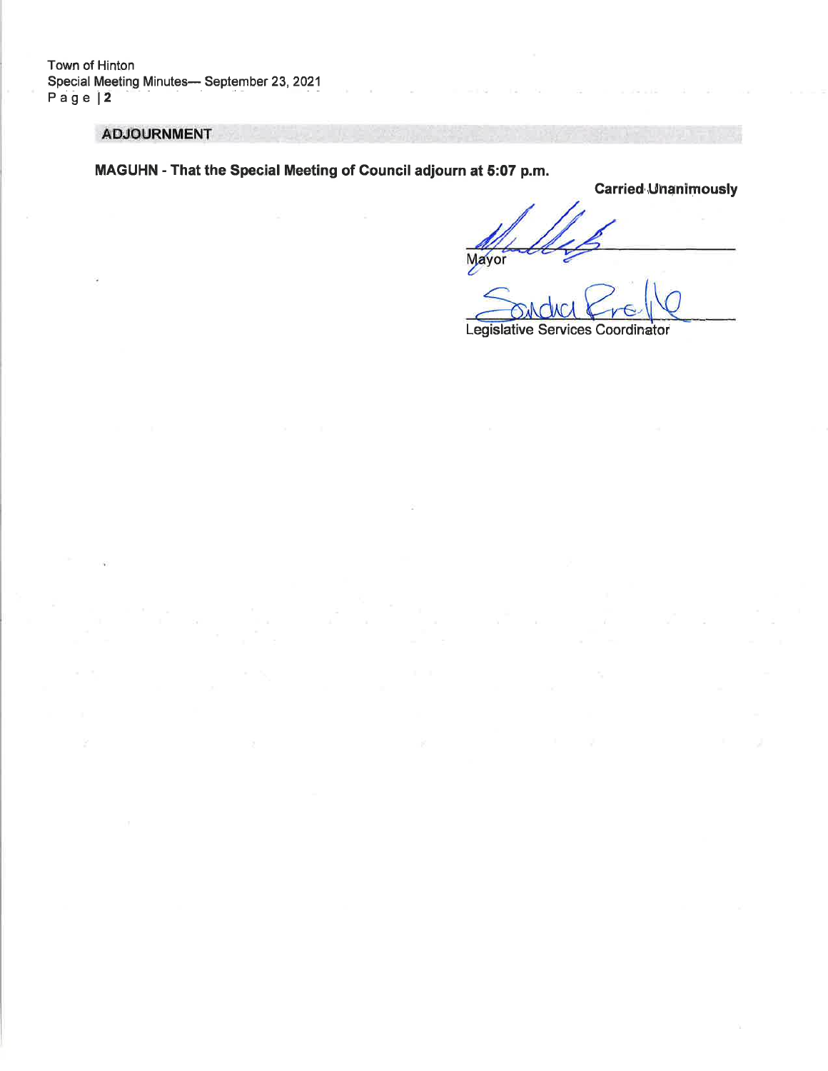## ADJOURNMENT

**MAGUHN - That the Special Meeting of Council adjourn at 5:07 p.m.**

**Carried Unanimously**

Mayor

Legislative Services Coordinator